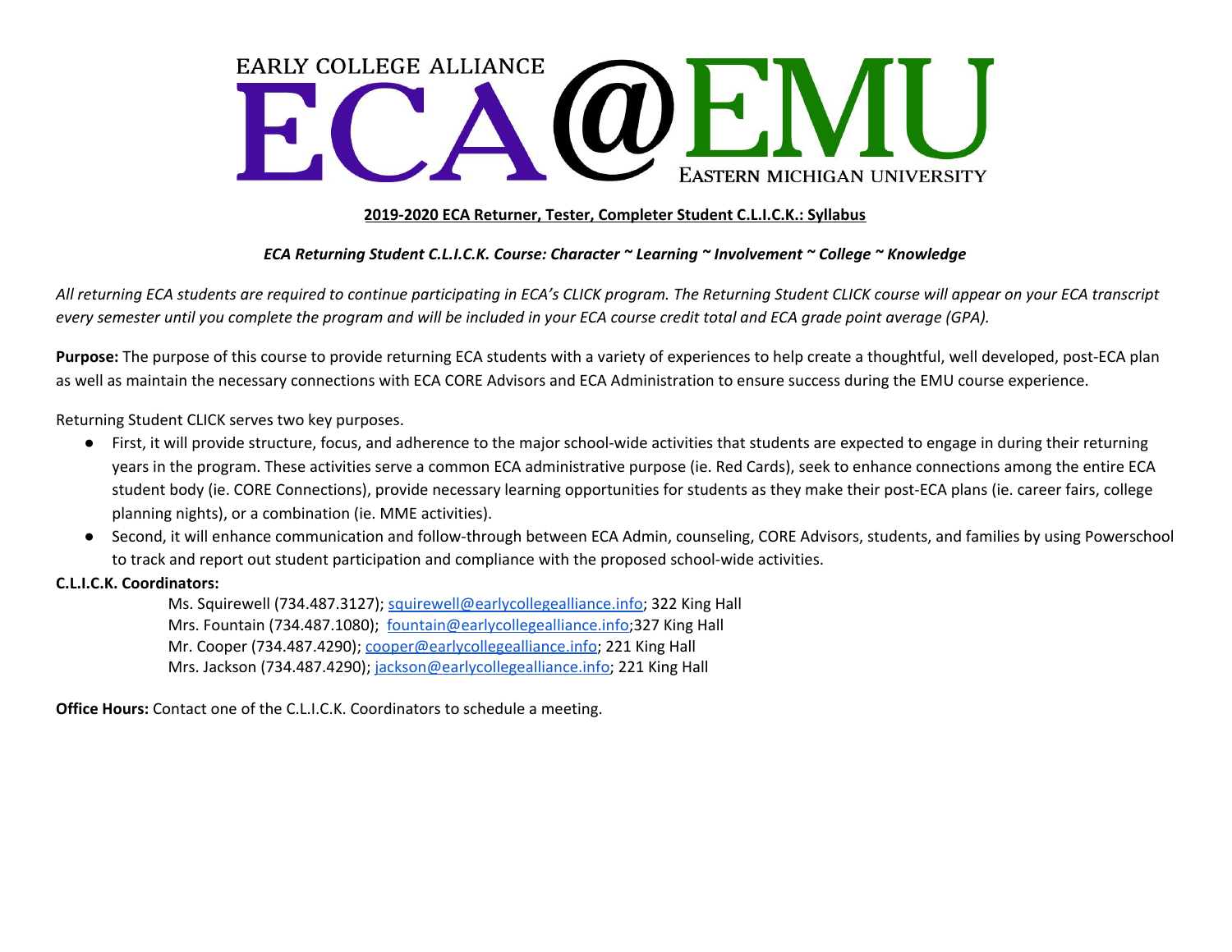EARLY COLLEGE ALLIANCE

# ECA@EMU

EASTERN MICHIGAN UNIVERSITY

**2019-2020 ECA Returner, Tester, Completer Student C.L.I.C.K.: Syllabus**

***ECA Returning Student C.L.I.C.K. Course: Character ~ Learning ~ Involvement ~ College ~ Knowledge***

*All returning ECA students are required to continue participating in ECA's CLICK program. The Returning Student CLICK course will appear on your ECA transcript every semester until you complete the program and will be included in your ECA course credit total and ECA grade point average (GPA).*

**Purpose:** The purpose of this course to provide returning ECA students with a variety of experiences to help create a thoughtful, well developed, post-ECA plan as well as maintain the necessary connections with ECA CORE Advisors and ECA Administration to ensure success during the EMU course experience.

Returning Student CLICK serves two key purposes.

- First, it will provide structure, focus, and adherence to the major school-wide activities that students are expected to engage in during their returning years in the program. These activities serve a common ECA administrative purpose (ie. Red Cards), seek to enhance connections among the entire ECA student body (ie. CORE Connections), provide necessary learning opportunities for students as they make their post-ECA plans (ie. career fairs, college planning nights), or a combination (ie. MME activities).
- Second, it will enhance communication and follow-through between ECA Admin, counseling, CORE Advisors, students, and families by using Powerschool to track and report out student participation and compliance with the proposed school-wide activities.

**C.L.I.C.K. Coordinators:**

Ms. Squirewell (734.487.3127); squirewell@earlycollegealliance.info; 322 King Hall
Mrs. Fountain (734.487.1080); fountain@earlycollegealliance.info;327 King Hall
Mr. Cooper (734.487.4290); cooper@earlycollegealliance.info; 221 King Hall
Mrs. Jackson (734.487.4290); jackson@earlycollegealliance.info; 221 King Hall

**Office Hours:** Contact one of the C.L.I.C.K. Coordinators to schedule a meeting.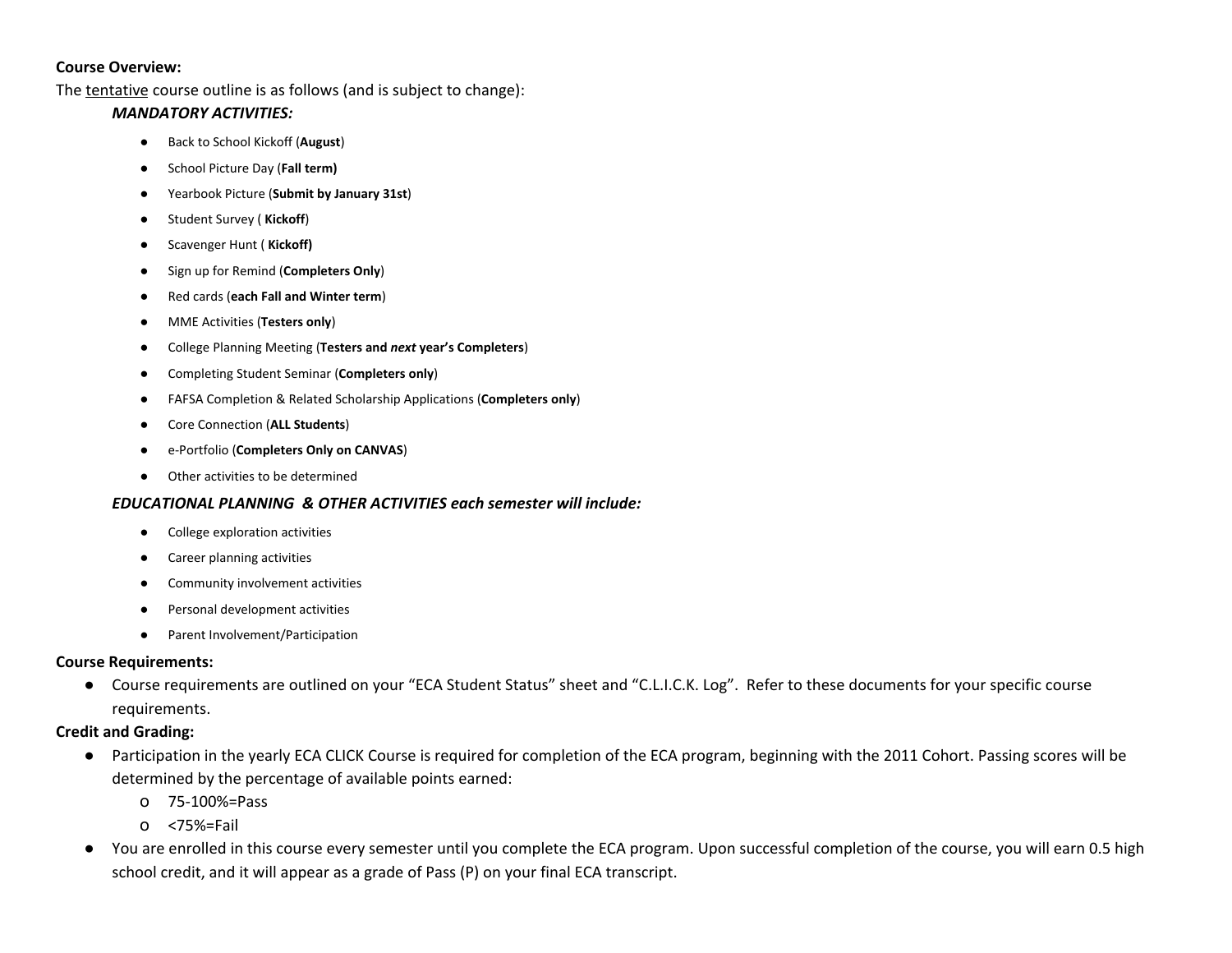**Course Overview:**

The <u>tentative</u> course outline is as follows (and is subject to change):

***MANDATORY ACTIVITIES:***

- Back to School Kickoff (**August**)
- School Picture Day (**Fall term)**
- Yearbook Picture (**Submit by January 31st**)
- Student Survey ( **Kickoff**)
- Scavenger Hunt ( **Kickoff)**
- Sign up for Remind (**Completers Only**)
- Red cards (**each Fall and Winter term**)
- MME Activities (**Testers only**)
- College Planning Meeting (**Testers and *next* year's Completers**)
- Completing Student Seminar (**Completers only**)
- FAFSA Completion & Related Scholarship Applications (**Completers only**)
- Core Connection (**ALL Students**)
- e-Portfolio (**Completers Only on CANVAS**)
- Other activities to be determined

***EDUCATIONAL PLANNING & OTHER ACTIVITIES each semester will include:***

- College exploration activities
- Career planning activities
- Community involvement activities
- Personal development activities
- Parent Involvement/Participation

**Course Requirements:**

- Course requirements are outlined on your "ECA Student Status" sheet and "C.L.I.C.K. Log". Refer to these documents for your specific course requirements.

**Credit and Grading:**

- Participation in the yearly ECA CLICK Course is required for completion of the ECA program, beginning with the 2011 Cohort. Passing scores will be determined by the percentage of available points earned:
  - 75-100%=Pass
  - <75%=Fail
- You are enrolled in this course every semester until you complete the ECA program. Upon successful completion of the course, you will earn 0.5 high school credit, and it will appear as a grade of Pass (P) on your final ECA transcript.